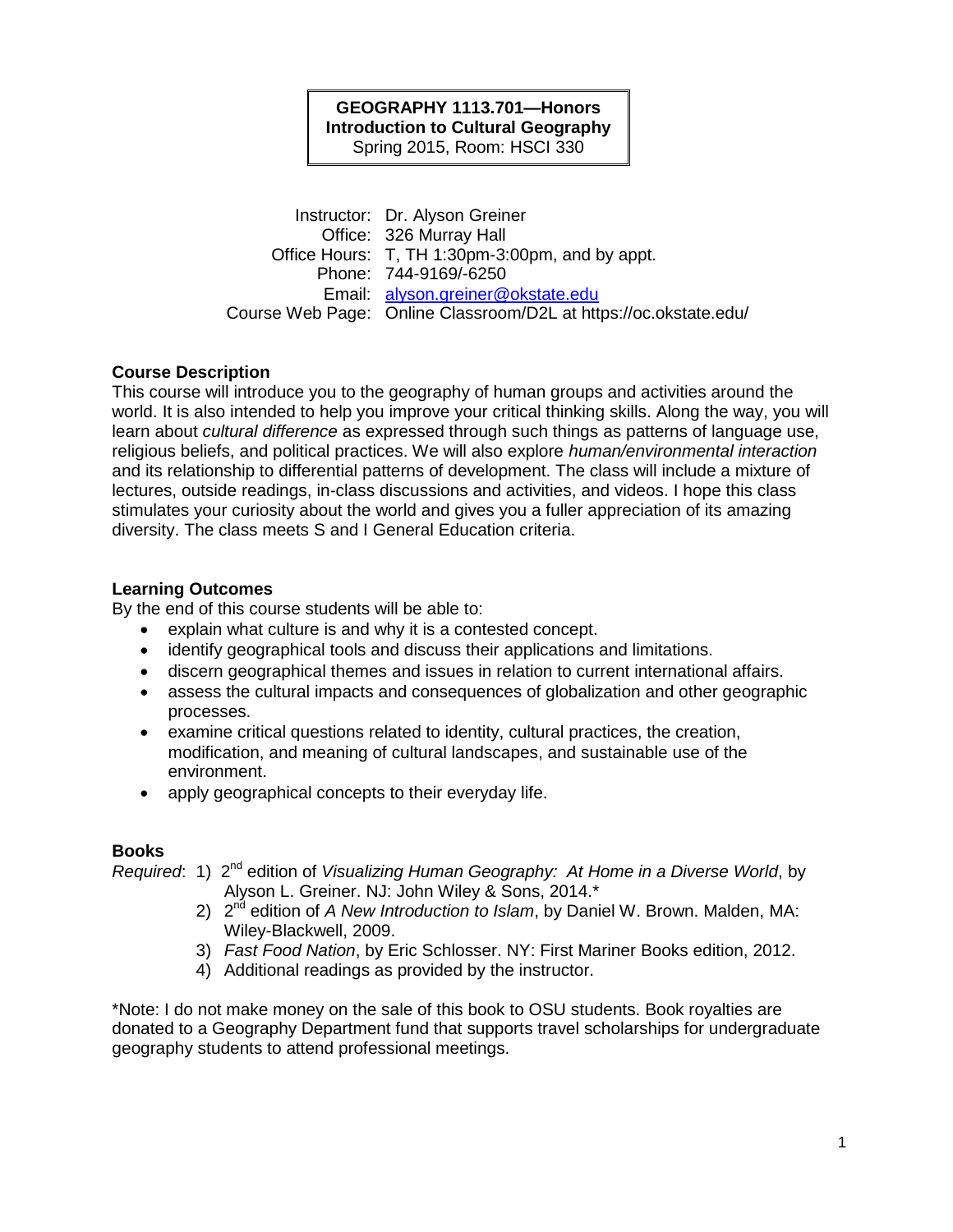**GEOGRAPHY 1113.701—Honors**
**Introduction to Cultural Geography**
Spring 2015, Room: HSCI 330

Instructor: Dr. Alyson Greiner
Office: 326 Murray Hall
Office Hours: T, TH 1:30pm-3:00pm, and by appt.
Phone: 744-9169/-6250
Email: alyson.greiner@okstate.edu
Course Web Page: Online Classroom/D2L at https://oc.okstate.edu/

## Course Description

This course will introduce you to the geography of human groups and activities around the world. It is also intended to help you improve your critical thinking skills. Along the way, you will learn about *cultural difference* as expressed through such things as patterns of language use, religious beliefs, and political practices. We will also explore *human/environmental interaction* and its relationship to differential patterns of development. The class will include a mixture of lectures, outside readings, in-class discussions and activities, and videos. I hope this class stimulates your curiosity about the world and gives you a fuller appreciation of its amazing diversity. The class meets S and I General Education criteria.

## Learning Outcomes

By the end of this course students will be able to:

- explain what culture is and why it is a contested concept.
- identify geographical tools and discuss their applications and limitations.
- discern geographical themes and issues in relation to current international affairs.
- assess the cultural impacts and consequences of globalization and other geographic processes.
- examine critical questions related to identity, cultural practices, the creation, modification, and meaning of cultural landscapes, and sustainable use of the environment.
- apply geographical concepts to their everyday life.

## Books

*Required*:
1) 2nd edition of *Visualizing Human Geography: At Home in a Diverse World*, by Alyson L. Greiner. NJ: John Wiley & Sons, 2014.*
2) 2nd edition of *A New Introduction to Islam*, by Daniel W. Brown. Malden, MA: Wiley-Blackwell, 2009.
3) *Fast Food Nation*, by Eric Schlosser. NY: First Mariner Books edition, 2012.
4) Additional readings as provided by the instructor.

*Note: I do not make money on the sale of this book to OSU students. Book royalties are donated to a Geography Department fund that supports travel scholarships for undergraduate geography students to attend professional meetings.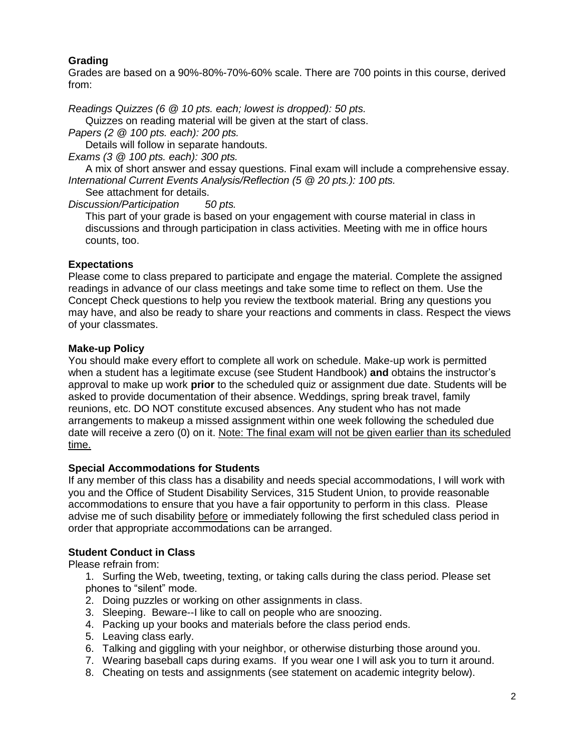## Grading

Grades are based on a 90%-80%-70%-60% scale. There are 700 points in this course, derived from:

*Readings Quizzes (6 @ 10 pts. each; lowest is dropped): 50 pts.*

Quizzes on reading material will be given at the start of class.

*Papers (2 @ 100 pts. each): 200 pts.*

Details will follow in separate handouts.

*Exams (3 @ 100 pts. each): 300 pts.*

A mix of short answer and essay questions. Final exam will include a comprehensive essay.

*International Current Events Analysis/Reflection (5 @ 20 pts.): 100 pts.*

See attachment for details.

*Discussion/Participation 50 pts.*

This part of your grade is based on your engagement with course material in class in discussions and through participation in class activities. Meeting with me in office hours counts, too.

## Expectations

Please come to class prepared to participate and engage the material. Complete the assigned readings in advance of our class meetings and take some time to reflect on them. Use the Concept Check questions to help you review the textbook material. Bring any questions you may have, and also be ready to share your reactions and comments in class. Respect the views of your classmates.

## Make-up Policy

You should make every effort to complete all work on schedule. Make-up work is permitted when a student has a legitimate excuse (see Student Handbook) **and** obtains the instructor's approval to make up work **prior** to the scheduled quiz or assignment due date. Students will be asked to provide documentation of their absence. Weddings, spring break travel, family reunions, etc. DO NOT constitute excused absences. Any student who has not made arrangements to makeup a missed assignment within one week following the scheduled due date will receive a zero (0) on it. <u>Note: The final exam will not be given earlier than its scheduled time.</u>

## Special Accommodations for Students

If any member of this class has a disability and needs special accommodations, I will work with you and the Office of Student Disability Services, 315 Student Union, to provide reasonable accommodations to ensure that you have a fair opportunity to perform in this class. Please advise me of such disability <u>before</u> or immediately following the first scheduled class period in order that appropriate accommodations can be arranged.

## Student Conduct in Class

Please refrain from:

1. Surfing the Web, tweeting, texting, or taking calls during the class period. Please set phones to "silent" mode.
2. Doing puzzles or working on other assignments in class.
3. Sleeping. Beware--I like to call on people who are snoozing.
4. Packing up your books and materials before the class period ends.
5. Leaving class early.
6. Talking and giggling with your neighbor, or otherwise disturbing those around you.
7. Wearing baseball caps during exams. If you wear one I will ask you to turn it around.
8. Cheating on tests and assignments (see statement on academic integrity below).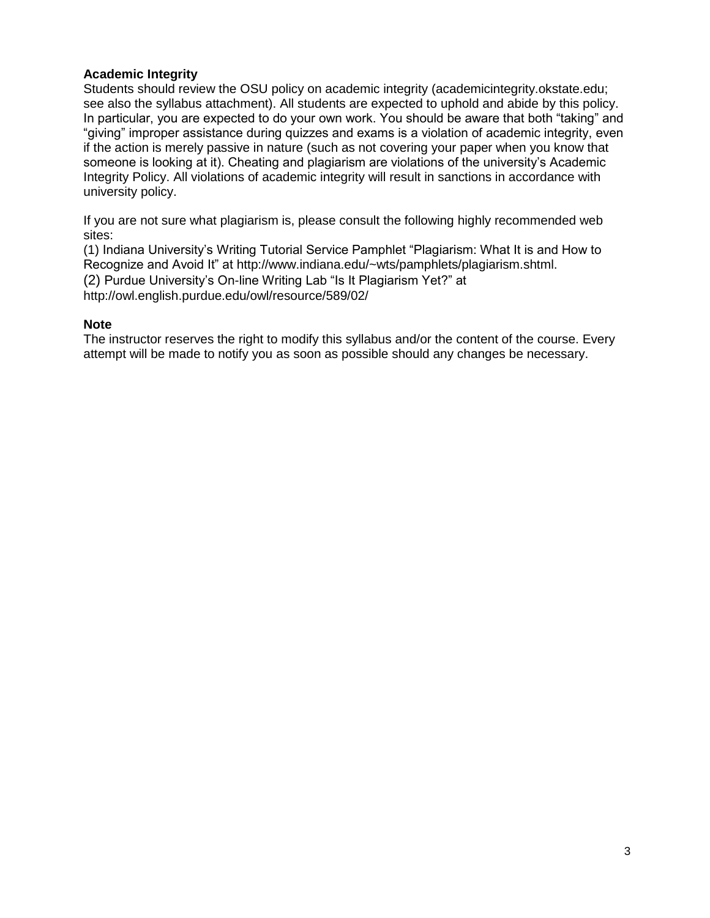**Academic Integrity**

Students should review the OSU policy on academic integrity (academicintegrity.okstate.edu; see also the syllabus attachment). All students are expected to uphold and abide by this policy. In particular, you are expected to do your own work. You should be aware that both "taking" and "giving" improper assistance during quizzes and exams is a violation of academic integrity, even if the action is merely passive in nature (such as not covering your paper when you know that someone is looking at it). Cheating and plagiarism are violations of the university's Academic Integrity Policy. All violations of academic integrity will result in sanctions in accordance with university policy.

If you are not sure what plagiarism is, please consult the following highly recommended web sites:
(1) Indiana University's Writing Tutorial Service Pamphlet "Plagiarism: What It is and How to Recognize and Avoid It" at http://www.indiana.edu/~wts/pamphlets/plagiarism.shtml.
(2) Purdue University's On-line Writing Lab "Is It Plagiarism Yet?" at http://owl.english.purdue.edu/owl/resource/589/02/

**Note**

The instructor reserves the right to modify this syllabus and/or the content of the course. Every attempt will be made to notify you as soon as possible should any changes be necessary.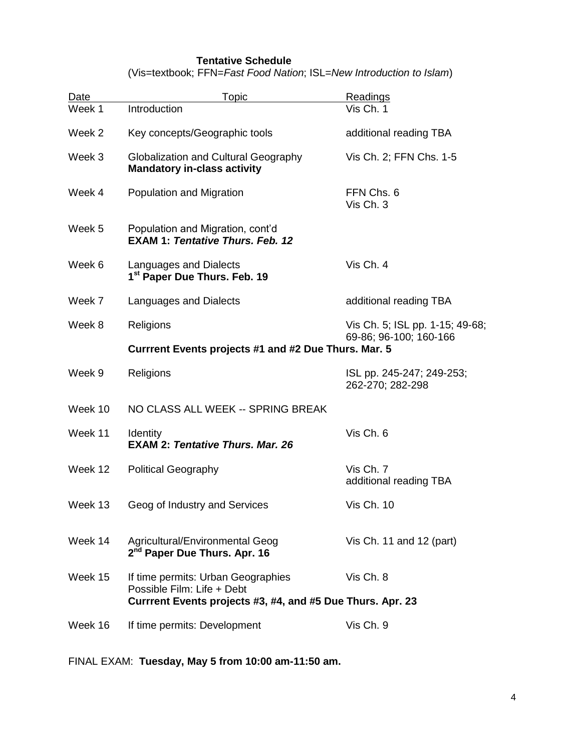## Tentative Schedule

(Vis=textbook; FFN=*Fast Food Nation*; ISL=*New Introduction to Islam*)

| Date | Topic | Readings |
|---|---|---|
| Week 1 | Introduction | Vis Ch. 1 |
| Week 2 | Key concepts/Geographic tools | additional reading TBA |
| Week 3 | Globalization and Cultural Geography<br>**Mandatory in-class activity** | Vis Ch. 2; FFN Chs. 1-5 |
| Week 4 | Population and Migration | FFN Chs. 6<br>Vis Ch. 3 |
| Week 5 | Population and Migration, cont'd<br>**EXAM 1: *Tentative Thurs. Feb. 12*** | |
| Week 6 | Languages and Dialects<br>**1st Paper Due Thurs. Feb. 19** | Vis Ch. 4 |
| Week 7 | Languages and Dialects | additional reading TBA |
| Week 8 | Religions<br>**Currrent Events projects #1 and #2 Due Thurs. Mar. 5** | Vis Ch. 5; ISL pp. 1-15; 49-68; 69-86; 96-100; 160-166 |
| Week 9 | Religions | ISL pp. 245-247; 249-253; 262-270; 282-298 |
| Week 10 | NO CLASS ALL WEEK -- SPRING BREAK | |
| Week 11 | Identity<br>**EXAM 2: *Tentative Thurs. Mar. 26*** | Vis Ch. 6 |
| Week 12 | Political Geography | Vis Ch. 7<br>additional reading TBA |
| Week 13 | Geog of Industry and Services | Vis Ch. 10 |
| Week 14 | Agricultural/Environmental Geog<br>**2nd Paper Due Thurs. Apr. 16** | Vis Ch. 11 and 12 (part) |
| Week 15 | If time permits: Urban Geographies<br>Possible Film: Life + Debt<br>**Currrent Events projects #3, #4, and #5 Due Thurs. Apr. 23** | Vis Ch. 8 |
| Week 16 | If time permits: Development | Vis Ch. 9 |

FINAL EXAM: **Tuesday, May 5 from 10:00 am-11:50 am.**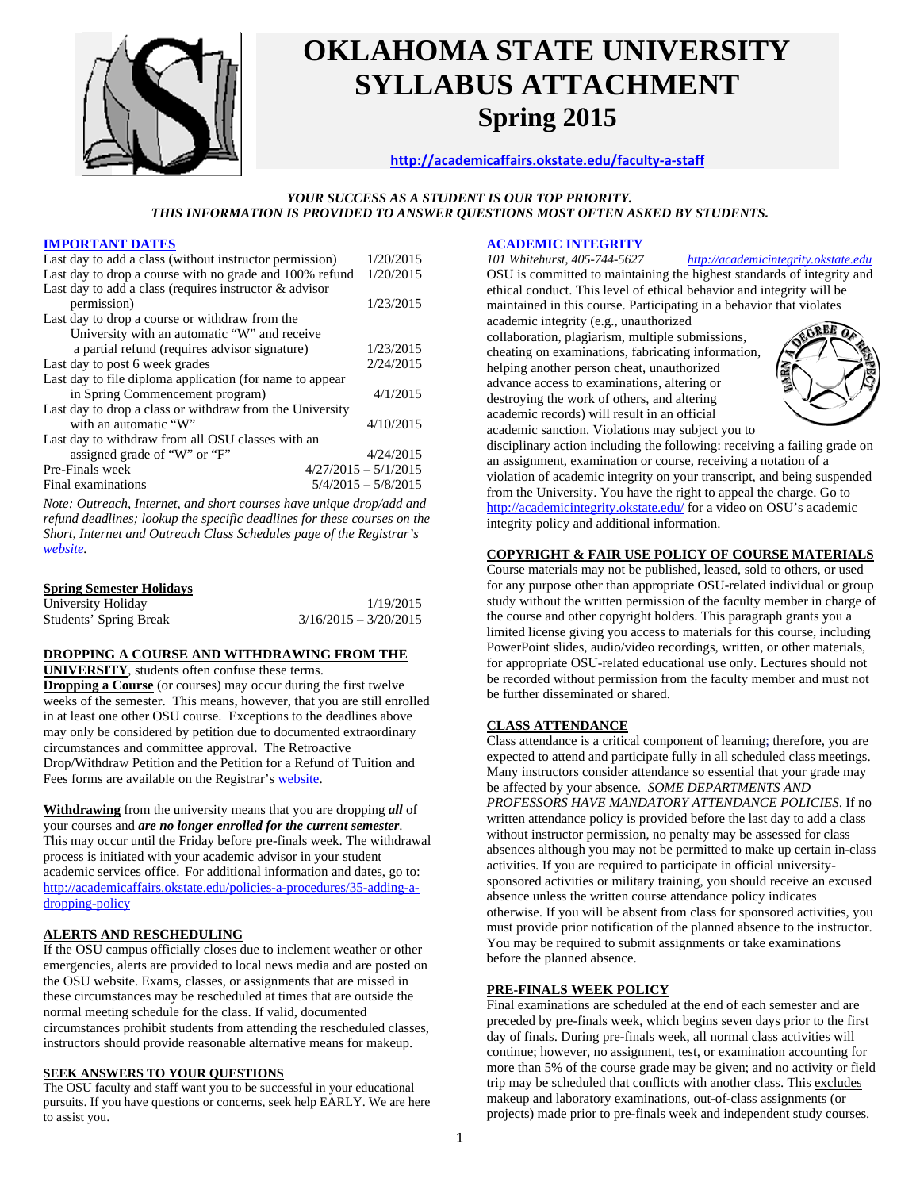# OKLAHOMA STATE UNIVERSITY SYLLABUS ATTACHMENT

## Spring 2015

**http://academicaffairs.okstate.edu/faculty-a-staff**

***YOUR SUCCESS AS A STUDENT IS OUR TOP PRIORITY. THIS INFORMATION IS PROVIDED TO ANSWER QUESTIONS MOST OFTEN ASKED BY STUDENTS.***

### IMPORTANT DATES

| | |
|---|---|
| Last day to add a class (without instructor permission) | 1/20/2015 |
| Last day to drop a course with no grade and 100% refund | 1/20/2015 |
| Last day to add a class (requires instructor & advisor permission) | 1/23/2015 |
| Last day to drop a course or withdraw from the University with an automatic "W" and receive a partial refund (requires advisor signature) | 1/23/2015 |
| Last day to post 6 week grades | 2/24/2015 |
| Last day to file diploma application (for name to appear in Spring Commencement program) | 4/1/2015 |
| Last day to drop a class or withdraw from the University with an automatic "W" | 4/10/2015 |
| Last day to withdraw from all OSU classes with an assigned grade of "W" or "F" | 4/24/2015 |
| Pre-Finals week | 4/27/2015 – 5/1/2015 |
| Final examinations | 5/4/2015 – 5/8/2015 |

*Note: Outreach, Internet, and short courses have unique drop/add and refund deadlines; lookup the specific deadlines for these courses on the Short, Internet and Outreach Class Schedules page of the Registrar's website.*

### Spring Semester Holidays

| | |
|---|---|
| University Holiday | 1/19/2015 |
| Students' Spring Break | 3/16/2015 – 3/20/2015 |

### DROPPING A COURSE AND WITHDRAWING FROM THE UNIVERSITY

**DROPPING A COURSE AND WITHDRAWING FROM THE UNIVERSITY**, students often confuse these terms.

**Dropping a Course** (or courses) may occur during the first twelve weeks of the semester. This means, however, that you are still enrolled in at least one other OSU course. Exceptions to the deadlines above may only be considered by petition due to documented extraordinary circumstances and committee approval. The Retroactive Drop/Withdraw Petition and the Petition for a Refund of Tuition and Fees forms are available on the Registrar's website.

**Withdrawing** from the university means that you are dropping ***all*** of your courses and ***are no longer enrolled for the current semester***. This may occur until the Friday before pre-finals week. The withdrawal process is initiated with your academic advisor in your student academic services office. For additional information and dates, go to: http://academicaffairs.okstate.edu/policies-a-procedures/35-adding-a-dropping-policy

### ALERTS AND RESCHEDULING

If the OSU campus officially closes due to inclement weather or other emergencies, alerts are provided to local news media and are posted on the OSU website. Exams, classes, or assignments that are missed in these circumstances may be rescheduled at times that are outside the normal meeting schedule for the class. If valid, documented circumstances prohibit students from attending the rescheduled classes, instructors should provide reasonable alternative means for makeup.

### SEEK ANSWERS TO YOUR QUESTIONS

The OSU faculty and staff want you to be successful in your educational pursuits. If you have questions or concerns, seek help EARLY. We are here to assist you.

### ACADEMIC INTEGRITY

*101 Whitehurst, 405-744-5627* *http://academicintegrity.okstate.edu*

OSU is committed to maintaining the highest standards of integrity and ethical conduct. This level of ethical behavior and integrity will be maintained in this course. Participating in a behavior that violates academic integrity (e.g., unauthorized collaboration, plagiarism, multiple submissions, cheating on examinations, fabricating information, helping another person cheat, unauthorized advance access to examinations, altering or destroying the work of others, and altering academic records) will result in an official academic sanction. Violations may subject you to disciplinary action including the following: receiving a failing grade on an assignment, examination or course, receiving a notation of a violation of academic integrity on your transcript, and being suspended from the University. You have the right to appeal the charge. Go to http://academicintegrity.okstate.edu/ for a video on OSU's academic integrity policy and additional information.

### COPYRIGHT & FAIR USE POLICY OF COURSE MATERIALS

Course materials may not be published, leased, sold to others, or used for any purpose other than appropriate OSU-related individual or group study without the written permission of the faculty member in charge of the course and other copyright holders. This paragraph grants you a limited license giving you access to materials for this course, including PowerPoint slides, audio/video recordings, written, or other materials, for appropriate OSU-related educational use only. Lectures should not be recorded without permission from the faculty member and must not be further disseminated or shared.

### CLASS ATTENDANCE

Class attendance is a critical component of learning; therefore, you are expected to attend and participate fully in all scheduled class meetings. Many instructors consider attendance so essential that your grade may be affected by your absence. *SOME DEPARTMENTS AND PROFESSORS HAVE MANDATORY ATTENDANCE POLICIES.* If no written attendance policy is provided before the last day to add a class without instructor permission, no penalty may be assessed for class absences although you may not be permitted to make up certain in-class activities. If you are required to participate in official university-sponsored activities or military training, you should receive an excused absence unless the written course attendance policy indicates otherwise. If you will be absent from class for sponsored activities, you must provide prior notification of the planned absence to the instructor. You may be required to submit assignments or take examinations before the planned absence.

### PRE-FINALS WEEK POLICY

Final examinations are scheduled at the end of each semester and are preceded by pre-finals week, which begins seven days prior to the first day of finals. During pre-finals week, all normal class activities will continue; however, no assignment, test, or examination accounting for more than 5% of the course grade may be given; and no activity or field trip may be scheduled that conflicts with another class. This excludes makeup and laboratory examinations, out-of-class assignments (or projects) made prior to pre-finals week and independent study courses.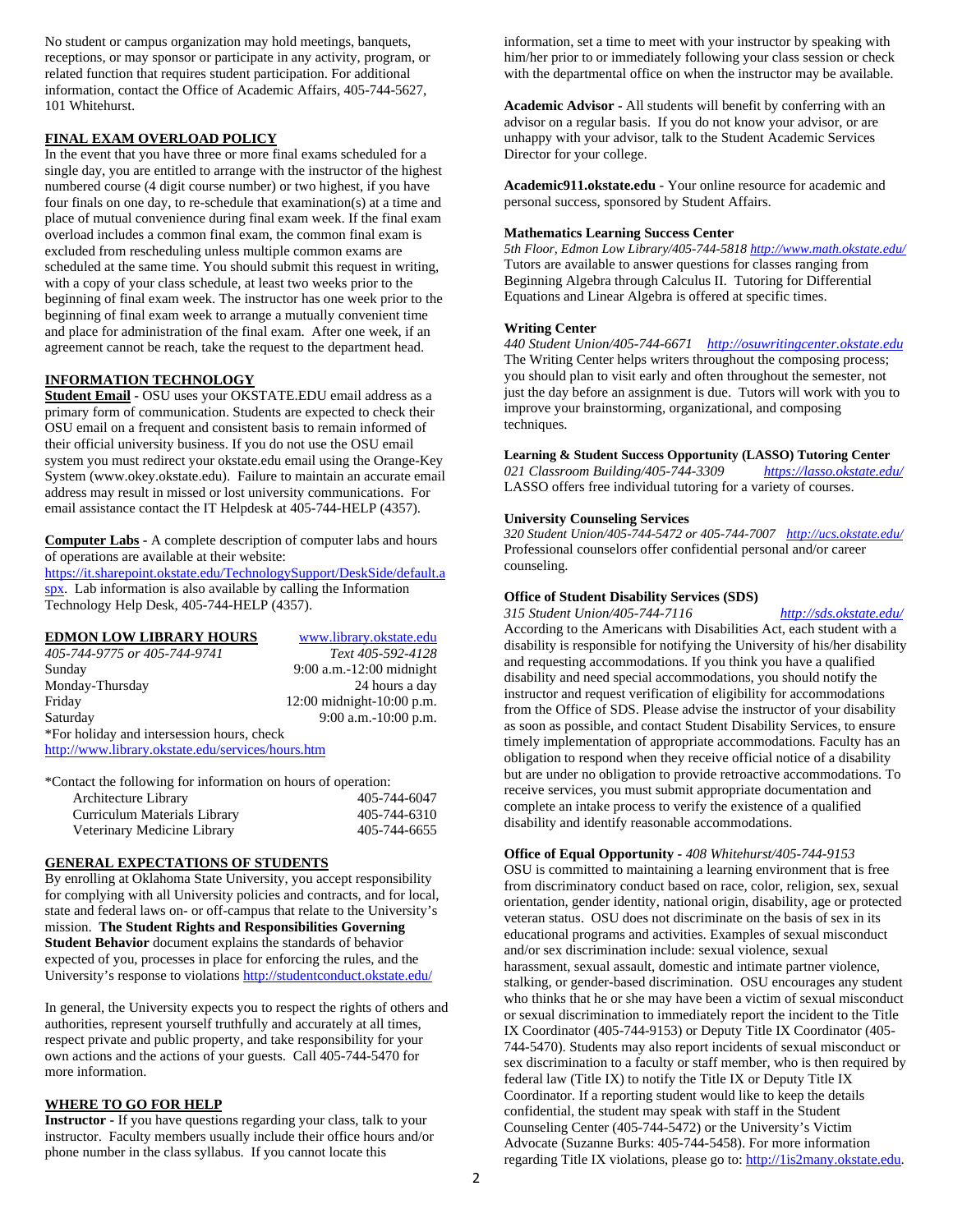No student or campus organization may hold meetings, banquets, receptions, or may sponsor or participate in any activity, program, or related function that requires student participation. For additional information, contact the Office of Academic Affairs, 405-744-5627, 101 Whitehurst.

## FINAL EXAM OVERLOAD POLICY

In the event that you have three or more final exams scheduled for a single day, you are entitled to arrange with the instructor of the highest numbered course (4 digit course number) or two highest, if you have four finals on one day, to re-schedule that examination(s) at a time and place of mutual convenience during final exam week. If the final exam overload includes a common final exam, the common final exam is excluded from rescheduling unless multiple common exams are scheduled at the same time. You should submit this request in writing, with a copy of your class schedule, at least two weeks prior to the beginning of final exam week. The instructor has one week prior to the beginning of final exam week to arrange a mutually convenient time and place for administration of the final exam. After one week, if an agreement cannot be reach, take the request to the department head.

## INFORMATION TECHNOLOGY

**Student Email** - OSU uses your OKSTATE.EDU email address as a primary form of communication. Students are expected to check their OSU email on a frequent and consistent basis to remain informed of their official university business. If you do not use the OSU email system you must redirect your okstate.edu email using the Orange-Key System (www.okey.okstate.edu). Failure to maintain an accurate email address may result in missed or lost university communications. For email assistance contact the IT Helpdesk at 405-744-HELP (4357).

**Computer Labs** - A complete description of computer labs and hours of operation are available at their website: https://it.sharepoint.okstate.edu/TechnologySupport/DeskSide/default.aspx. Lab information is also available by calling the Information Technology Help Desk, 405-744-HELP (4357).

## EDMON LOW LIBRARY HOURS

www.library.okstate.edu

| | |
|---|---|
| *405-744-9775 or 405-744-9741* | *Text 405-592-4128* |
| Sunday | 9:00 a.m.-12:00 midnight |
| Monday-Thursday | 24 hours a day |
| Friday | 12:00 midnight-10:00 p.m. |
| Saturday | 9:00 a.m.-10:00 p.m. |

*For holiday and intersession hours, check http://www.library.okstate.edu/services/hours.htm

*Contact the following for information on hours of operation:

| | |
|---|---|
| Architecture Library | 405-744-6047 |
| Curriculum Materials Library | 405-744-6310 |
| Veterinary Medicine Library | 405-744-6655 |

## GENERAL EXPECTATIONS OF STUDENTS

By enrolling at Oklahoma State University, you accept responsibility for complying with all University policies and contracts, and for local, state and federal laws on- or off-campus that relate to the University's mission. **The Student Rights and Responsibilities Governing Student Behavior** document explains the standards of behavior expected of you, processes in place for enforcing the rules, and the University's response to violations http://studentconduct.okstate.edu/

In general, the University expects you to respect the rights of others and authorities, represent yourself truthfully and accurately at all times, respect private and public property, and take responsibility for your own actions and the actions of your guests. Call 405-744-5470 for more information.

## WHERE TO GO FOR HELP

**Instructor** - If you have questions regarding your class, talk to your instructor. Faculty members usually include their office hours and/or phone number in the class syllabus. If you cannot locate this information, set a time to meet with your instructor by speaking with him/her prior to or immediately following your class session or check with the departmental office on when the instructor may be available.

**Academic Advisor** - All students will benefit by conferring with an advisor on a regular basis. If you do not know your advisor, or are unhappy with your advisor, talk to the Student Academic Services Director for your college.

**Academic911.okstate.edu** - Your online resource for academic and personal success, sponsored by Student Affairs.

**Mathematics Learning Success Center**
*5th Floor, Edmon Low Library/405-744-5818* http://www.math.okstate.edu/
Tutors are available to answer questions for classes ranging from Beginning Algebra through Calculus II. Tutoring for Differential Equations and Linear Algebra is offered at specific times.

**Writing Center**
*440 Student Union/405-744-6671* http://osuwritingcenter.okstate.edu
The Writing Center helps writers throughout the composing process; you should plan to visit early and often throughout the semester, not just the day before an assignment is due. Tutors will work with you to improve your brainstorming, organizational, and composing techniques.

**Learning & Student Success Opportunity (LASSO) Tutoring Center**
*021 Classroom Building/405-744-3309* https://lasso.okstate.edu/
LASSO offers free individual tutoring for a variety of courses.

**University Counseling Services**
*320 Student Union/405-744-5472 or 405-744-7007* http://ucs.okstate.edu/
Professional counselors offer confidential personal and/or career counseling.

**Office of Student Disability Services (SDS)**
*315 Student Union/405-744-7116* http://sds.okstate.edu/
According to the Americans with Disabilities Act, each student with a disability is responsible for notifying the University of his/her disability and requesting accommodations. If you think you have a qualified disability and need special accommodations, you should notify the instructor and request verification of eligibility for accommodations from the Office of SDS. Please advise the instructor of your disability as soon as possible, and contact Student Disability Services, to ensure timely implementation of appropriate accommodations. Faculty has an obligation to respond when they receive official notice of a disability but are under no obligation to provide retroactive accommodations. To receive services, you must submit appropriate documentation and complete an intake process to verify the existence of a qualified disability and identify reasonable accommodations.

**Office of Equal Opportunity** - *408 Whitehurst/405-744-9153*
OSU is committed to maintaining a learning environment that is free from discriminatory conduct based on race, color, religion, sex, sexual orientation, gender identity, national origin, disability, age or protected veteran status. OSU does not discriminate on the basis of sex in its educational programs and activities. Examples of sexual misconduct and/or sex discrimination include: sexual violence, sexual harassment, sexual assault, domestic and intimate partner violence, stalking, or gender-based discrimination. OSU encourages any student who thinks that he or she may have been a victim of sexual misconduct or sexual discrimination to immediately report the incident to the Title IX Coordinator (405-744-9153) or Deputy Title IX Coordinator (405-744-5470). Students may also report incidents of sexual misconduct or sex discrimination to a faculty or staff member, who is then required by federal law (Title IX) to notify the Title IX or Deputy Title IX Coordinator. If a reporting student would like to keep the details confidential, the student may speak with staff in the Student Counseling Center (405-744-5472) or the University's Victim Advocate (Suzanne Burks: 405-744-5458). For more information regarding Title IX violations, please go to: http://1is2many.okstate.edu.